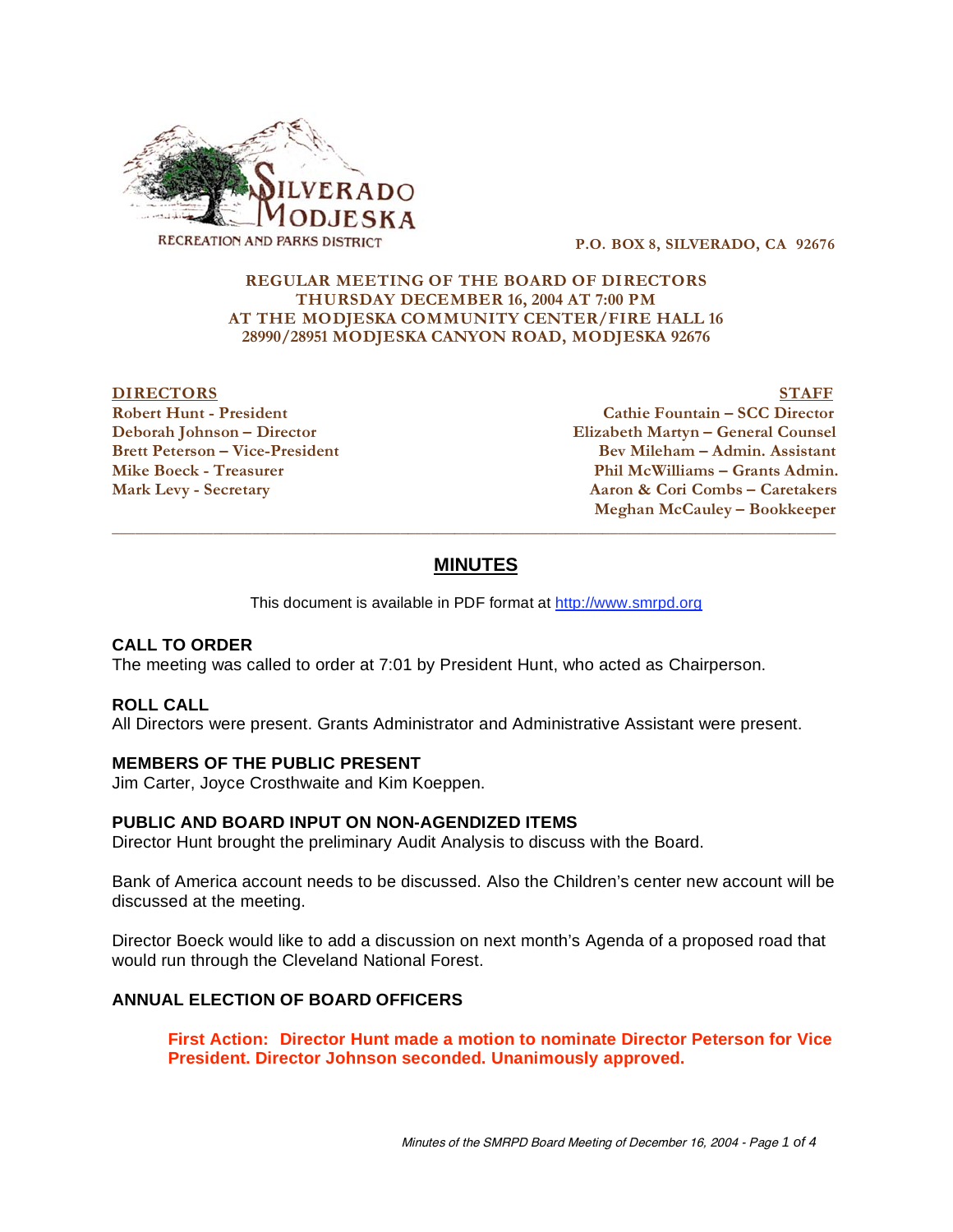SILVERADO MODJESKA RECREATION AND PARKS DISTRICT

P.O. BOX 8, SILVERADO, CA 92676

**REGULAR MEETING OF THE BOARD OF DIRECTORS**
**THURSDAY DECEMBER 16, 2004 AT 7:00 PM**
**AT THE MODJESKA COMMUNITY CENTER/FIRE HALL 16**
**28990/28951 MODJESKA CANYON ROAD, MODJESKA 92676**

| DIRECTORS | STAFF |
|---|---|
| Robert Hunt - President | Cathie Fountain – SCC Director |
| Deborah Johnson – Director | Elizabeth Martyn – General Counsel |
| Brett Peterson – Vice-President | Bev Mileham – Admin. Assistant |
| Mike Boeck - Treasurer | Phil McWilliams – Grants Admin. |
| Mark Levy - Secretary | Aaron & Cori Combs – Caretakers |
| | Meghan McCauley – Bookkeeper |

---

# MINUTES

This document is available in PDF format at http://www.smrpd.org

### CALL TO ORDER

The meeting was called to order at 7:01 by President Hunt, who acted as Chairperson.

### ROLL CALL

All Directors were present. Grants Administrator and Administrative Assistant were present.

### MEMBERS OF THE PUBLIC PRESENT

Jim Carter, Joyce Crosthwaite and Kim Koeppen.

### PUBLIC AND BOARD INPUT ON NON-AGENDIZED ITEMS

Director Hunt brought the preliminary Audit Analysis to discuss with the Board.

Bank of America account needs to be discussed. Also the Children's center new account will be discussed at the meeting.

Director Boeck would like to add a discussion on next month's Agenda of a proposed road that would run through the Cleveland National Forest.

### ANNUAL ELECTION OF BOARD OFFICERS

> **First Action: Director Hunt made a motion to nominate Director Peterson for Vice President. Director Johnson seconded. Unanimously approved.**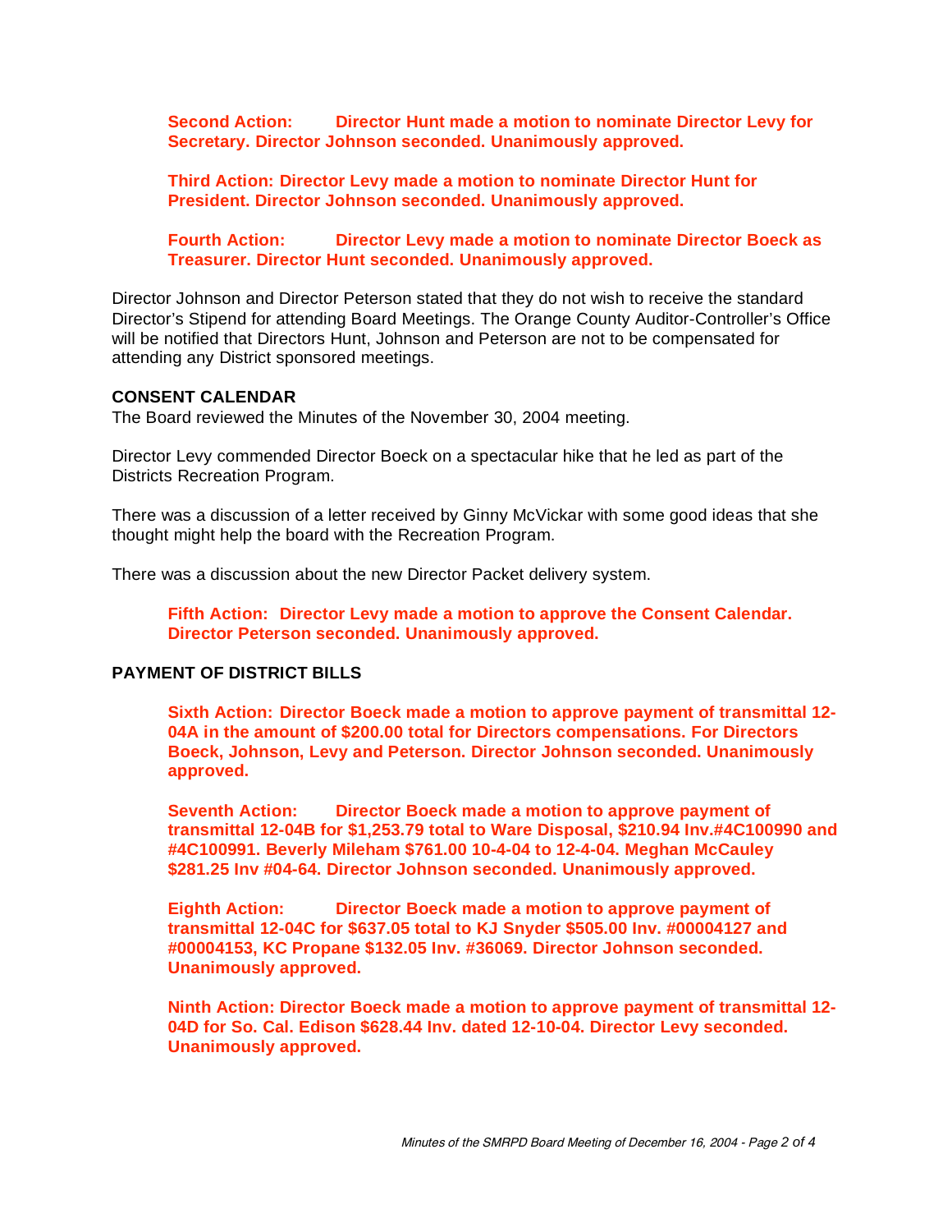**Second Action: Director Hunt made a motion to nominate Director Levy for Secretary. Director Johnson seconded. Unanimously approved.**

**Third Action: Director Levy made a motion to nominate Director Hunt for President. Director Johnson seconded. Unanimously approved.**

**Fourth Action: Director Levy made a motion to nominate Director Boeck as Treasurer. Director Hunt seconded. Unanimously approved.**

Director Johnson and Director Peterson stated that they do not wish to receive the standard Director's Stipend for attending Board Meetings. The Orange County Auditor-Controller's Office will be notified that Directors Hunt, Johnson and Peterson are not to be compensated for attending any District sponsored meetings.

**CONSENT CALENDAR**

The Board reviewed the Minutes of the November 30, 2004 meeting.

Director Levy commended Director Boeck on a spectacular hike that he led as part of the Districts Recreation Program.

There was a discussion of a letter received by Ginny McVickar with some good ideas that she thought might help the board with the Recreation Program.

There was a discussion about the new Director Packet delivery system.

**Fifth Action: Director Levy made a motion to approve the Consent Calendar. Director Peterson seconded. Unanimously approved.**

**PAYMENT OF DISTRICT BILLS**

**Sixth Action: Director Boeck made a motion to approve payment of transmittal 12-04A in the amount of $200.00 total for Directors compensations. For Directors Boeck, Johnson, Levy and Peterson. Director Johnson seconded. Unanimously approved.**

**Seventh Action: Director Boeck made a motion to approve payment of transmittal 12-04B for $1,253.79 total to Ware Disposal, $210.94 Inv.#4C100990 and #4C100991. Beverly Mileham $761.00 10-4-04 to 12-4-04. Meghan McCauley $281.25 Inv #04-64. Director Johnson seconded. Unanimously approved.**

**Eighth Action: Director Boeck made a motion to approve payment of transmittal 12-04C for $637.05 total to KJ Snyder $505.00 Inv. #00004127 and #00004153, KC Propane $132.05 Inv. #36069. Director Johnson seconded. Unanimously approved.**

**Ninth Action: Director Boeck made a motion to approve payment of transmittal 12-04D for So. Cal. Edison $628.44 Inv. dated 12-10-04. Director Levy seconded. Unanimously approved.**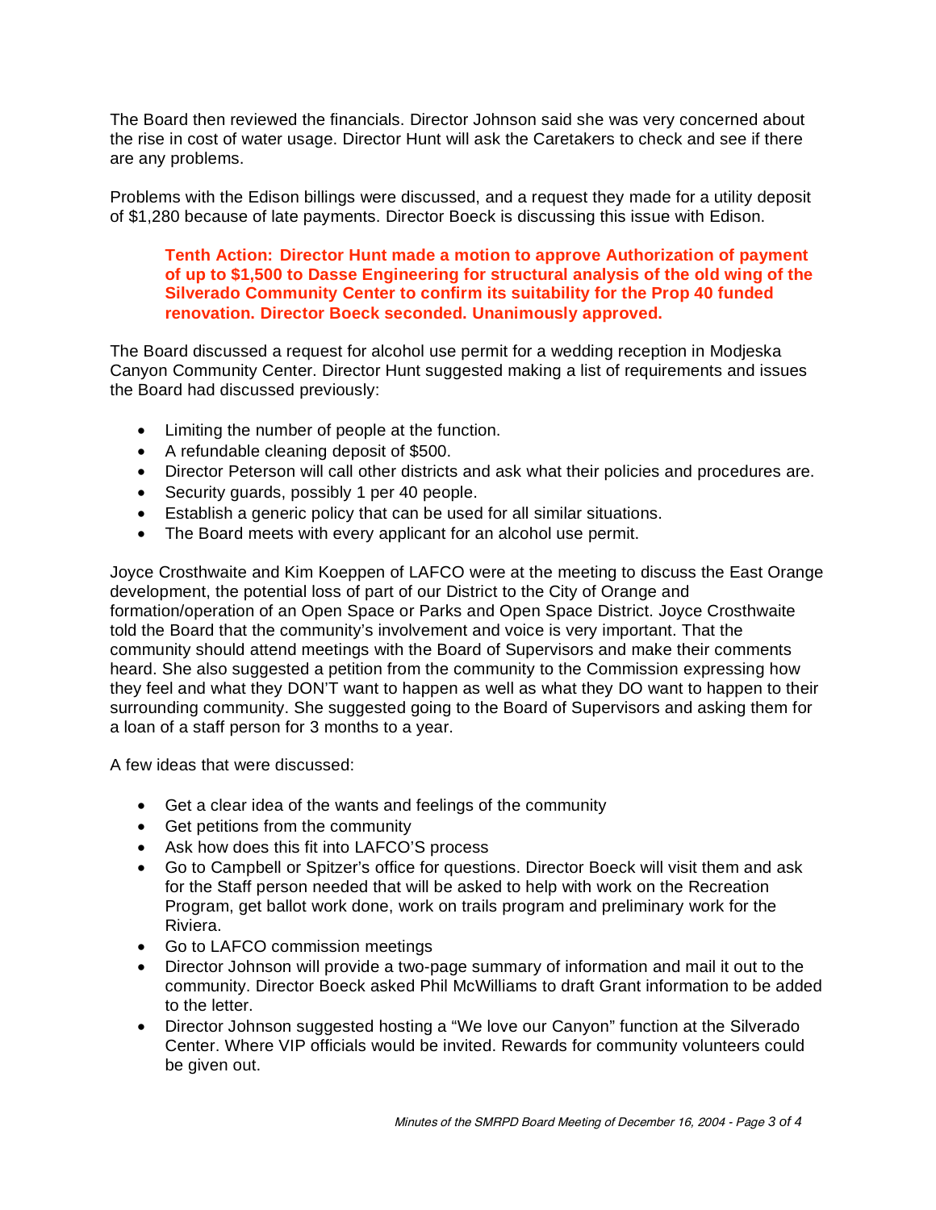The Board then reviewed the financials. Director Johnson said she was very concerned about the rise in cost of water usage. Director Hunt will ask the Caretakers to check and see if there are any problems.

Problems with the Edison billings were discussed, and a request they made for a utility deposit of $1,280 because of late payments. Director Boeck is discussing this issue with Edison.

> **Tenth Action: Director Hunt made a motion to approve Authorization of payment of up to $1,500 to Dasse Engineering for structural analysis of the old wing of the Silverado Community Center to confirm its suitability for the Prop 40 funded renovation. Director Boeck seconded. Unanimously approved.**

The Board discussed a request for alcohol use permit for a wedding reception in Modjeska Canyon Community Center. Director Hunt suggested making a list of requirements and issues the Board had discussed previously:

- Limiting the number of people at the function.
- A refundable cleaning deposit of $500.
- Director Peterson will call other districts and ask what their policies and procedures are.
- Security guards, possibly 1 per 40 people.
- Establish a generic policy that can be used for all similar situations.
- The Board meets with every applicant for an alcohol use permit.

Joyce Crosthwaite and Kim Koeppen of LAFCO were at the meeting to discuss the East Orange development, the potential loss of part of our District to the City of Orange and formation/operation of an Open Space or Parks and Open Space District. Joyce Crosthwaite told the Board that the community's involvement and voice is very important. That the community should attend meetings with the Board of Supervisors and make their comments heard. She also suggested a petition from the community to the Commission expressing how they feel and what they DON'T want to happen as well as what they DO want to happen to their surrounding community. She suggested going to the Board of Supervisors and asking them for a loan of a staff person for 3 months to a year.

A few ideas that were discussed:

- Get a clear idea of the wants and feelings of the community
- Get petitions from the community
- Ask how does this fit into LAFCO'S process
- Go to Campbell or Spitzer's office for questions. Director Boeck will visit them and ask for the Staff person needed that will be asked to help with work on the Recreation Program, get ballot work done, work on trails program and preliminary work for the Riviera.
- Go to LAFCO commission meetings
- Director Johnson will provide a two-page summary of information and mail it out to the community. Director Boeck asked Phil McWilliams to draft Grant information to be added to the letter.
- Director Johnson suggested hosting a "We love our Canyon" function at the Silverado Center. Where VIP officials would be invited. Rewards for community volunteers could be given out.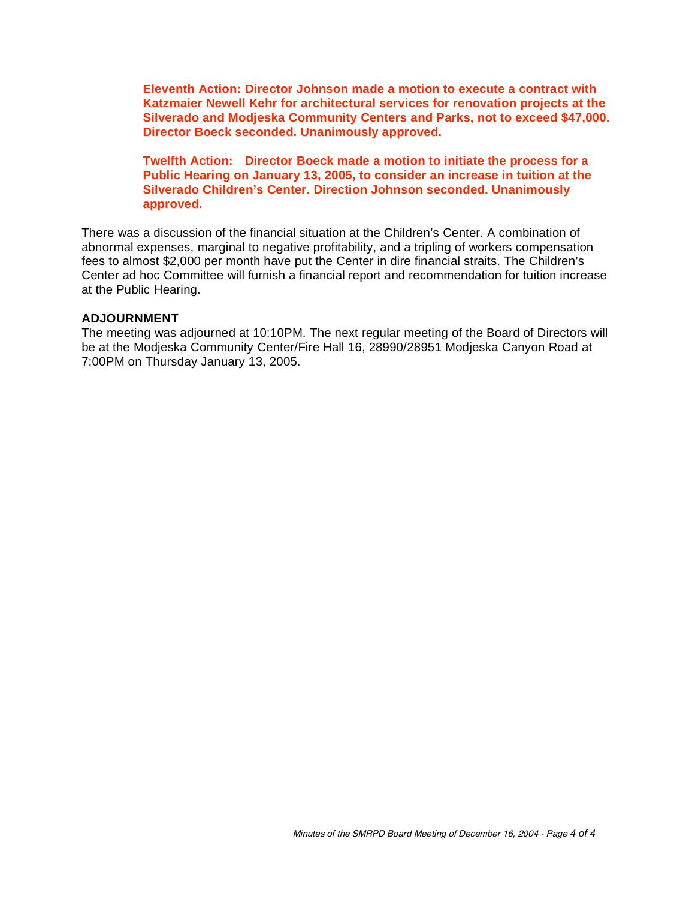**Eleventh Action: Director Johnson made a motion to execute a contract with Katzmaier Newell Kehr for architectural services for renovation projects at the Silverado and Modjeska Community Centers and Parks, not to exceed $47,000. Director Boeck seconded. Unanimously approved.**

**Twelfth Action: Director Boeck made a motion to initiate the process for a Public Hearing on January 13, 2005, to consider an increase in tuition at the Silverado Children's Center. Direction Johnson seconded. Unanimously approved.**

There was a discussion of the financial situation at the Children's Center. A combination of abnormal expenses, marginal to negative profitability, and a tripling of workers compensation fees to almost $2,000 per month have put the Center in dire financial straits. The Children's Center ad hoc Committee will furnish a financial report and recommendation for tuition increase at the Public Hearing.

**ADJOURNMENT**

The meeting was adjourned at 10:10PM. The next regular meeting of the Board of Directors will be at the Modjeska Community Center/Fire Hall 16, 28990/28951 Modjeska Canyon Road at 7:00PM on Thursday January 13, 2005.